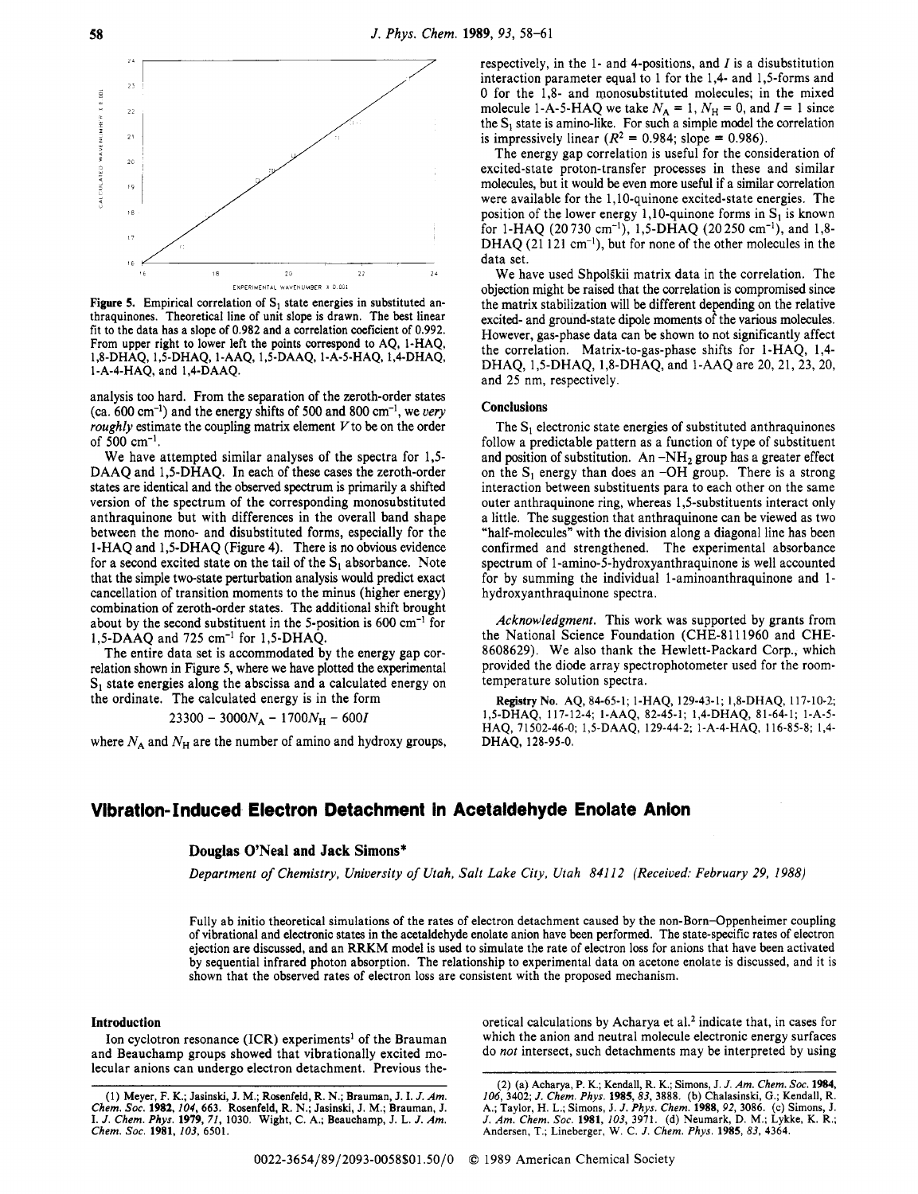Figure 5. Empirical correlation of $S_1$ state energies in substituted anthraquinones. Theoretical line of unit slope is drawn. The best linear fit to the data has a slope of 0.982 and a correlation coeficient of 0.992. From upper right to lower left the points correspond to AQ, 1-HAQ, 1,8-DHAQ, 1,5-DHAQ, 1-AAQ, 1,5-DAAQ, 1-A-5-HAQ, 1,4-DHAQ, 1-A-4-HAQ, and 1,4-DAAQ.

analysis too hard. From the separation of the zeroth-order states (ca. 600 cm$^{-1}$) and the energy shifts of 500 and 800 cm$^{-1}$, we *very roughly* estimate the coupling matrix element $V$ to be on the order of 500 cm$^{-1}$.

We have attempted similar analyses of the spectra for 1,5-DAAQ and 1,5-DHAQ. In each of these cases the zeroth-order states are identical and the observed spectrum is primarily a shifted version of the spectrum of the corresponding monosubstituted anthraquinone but with differences in the overall band shape between the mono- and disubstituted forms, especially for the 1-HAQ and 1,5-DHAQ (Figure 4). There is no obvious evidence for a second excited state on the tail of the $S_1$ absorbance. Note that the simple two-state perturbation analysis would predict exact cancellation of transition moments to the minus (higher energy) combination of zeroth-order states. The additional shift brought about by the second substituent in the 5-position is 600 cm$^{-1}$ for 1,5-DAAQ and 725 cm$^{-1}$ for 1,5-DHAQ.

The entire data set is accommodated by the energy gap correlation shown in Figure 5, where we have plotted the experimental $S_1$ state energies along the abscissa and a calculated energy on the ordinate. The calculated energy is in the form

$$23300 - 3000N_A - 1700N_H - 600I$$

where $N_A$ and $N_H$ are the number of amino and hydroxy groups, respectively, in the 1- and 4-positions, and $I$ is a disubstitution interaction parameter equal to 1 for the 1,4- and 1,5-forms and 0 for the 1,8- and monosubstituted molecules; in the mixed molecule 1-A-5-HAQ we take $N_A = 1$, $N_H = 0$, and $I = 1$ since the $S_1$ state is amino-like. For such a simple model the correlation is impressively linear ($R^2 = 0.984$; slope = 0.986).

The energy gap correlation is useful for the consideration of excited-state proton-transfer processes in these and similar molecules, but it would be even more useful if a similar correlation were available for the 1,10-quinone excited-state energies. The position of the lower energy 1,10-quinone forms in $S_1$ is known for 1-HAQ (20730 cm$^{-1}$), 1,5-DHAQ (20250 cm$^{-1}$), and 1,8-DHAQ (21121 cm$^{-1}$), but for none of the other molecules in the data set.

We have used Shpol'skii matrix data in the correlation. The objection might be raised that the correlation is compromised since the matrix stabilization will be different depending on the relative excited- and ground-state dipole moments of the various molecules. However, gas-phase data can be shown to not significantly affect the correlation. Matrix-to-gas-phase shifts for 1-HAQ, 1,4-DHAQ, 1,5-DHAQ, 1,8-DHAQ, and 1-AAQ are 20, 21, 23, 20, and 25 nm, respectively.

## Conclusions

The $S_1$ electronic state energies of substituted anthraquinones follow a predictable pattern as a function of type of substituent and position of substitution. An $-NH_2$ group has a greater effect on the $S_1$ energy than does an $-OH$ group. There is a strong interaction between substituents para to each other on the same outer anthraquinone ring, whereas 1,5-substituents interact only a little. The suggestion that anthraquinone can be viewed as two "half-molecules" with the division along a diagonal line has been confirmed and strengthened. The experimental absorbance spectrum of 1-amino-5-hydroxyanthraquinone is well accounted for by summing the individual 1-aminoanthraquinone and 1-hydroxyanthraquinone spectra.

*Acknowledgment.* This work was supported by grants from the National Science Foundation (CHE-8111960 and CHE-8608629). We also thank the Hewlett-Packard Corp., which provided the diode array spectrophotometer used for the room-temperature solution spectra.

**Registry No.** AQ, 84-65-1; 1-HAQ, 129-43-1; 1,8-DHAQ, 117-10-2; 1,5-DHAQ, 117-12-4; 1-AAQ, 82-45-1; 1,4-DAAQ, 81-64-1; 1-A-5-HAQ, 71502-46-0; 1,5-DAAQ, 129-44-2; 1-A-4-HAQ, 116-85-8; 1,4-DHAQ, 128-95-0.

# Vibration-Induced Electron Detachment in Acetaldehyde Enolate Anion

**Douglas O'Neal and Jack Simons***

*Department of Chemistry, University of Utah, Salt Lake City, Utah 84112 (Received: February 29, 1988)*

Fully ab initio theoretical simulations of the rates of electron detachment caused by the non-Born-Oppenheimer coupling of vibrational and electronic states in the acetaldehyde enolate anion have been performed. The state-specific rates of electron ejection are discussed, and an RRKM model is used to simulate the rate of electron loss for anions that have been activated by sequential infrared photon absorption. The relationship to experimental data on acetone enolate is discussed, and it is shown that the observed rates of electron loss are consistent with the proposed mechanism.

## Introduction

Ion cyclotron resonance (ICR) experiments[1] of the Brauman and Beauchamp groups showed that vibrationally excited molecular anions can undergo electron detachment. Previous theoretical calculations by Acharya et al.[2] indicate that, in cases for which the anion and neutral molecule electronic energy surfaces do *not* intersect, such detachments may be interpreted by using

(1) Meyer, F. K.; Jasinski, J. M.; Rosenfeld, R. N.; Brauman, J. I. *J. Am. Chem. Soc.* **1982**, *104*, 663. Rosenfeld, R. N.; Jasinski, J. M.; Brauman, J. I. *J. Chem. Phys.* **1979**, *71*, 1030. Wight, C. A.; Beauchamp, J. L. *J. Am. Chem. Soc.* **1981**, *103*, 6501.

(2) (a) Acharya, P. K.; Kendall, R. K.; Simons, J. *J. Am. Chem. Soc.* **1984**, *106*, 3402; *J. Chem. Phys.* **1985**, *83*, 3888. (b) Chalasinski, G.; Kendall, R. A.; Taylor, H. L.; Simons, J. *J. Phys. Chem.* **1988**, *92*, 3086. (c) Simons, J. *J. Am. Chem. Soc.* **1981**, *103*, 3971. (d) Neumark, D. M.; Lykke, K. R.; Andersen, T.; Lineberger, W. C. *J. Chem. Phys.* **1985**, *83*, 4364.

0022-3654/89/2093-0058$01.50/0 © 1989 American Chemical Society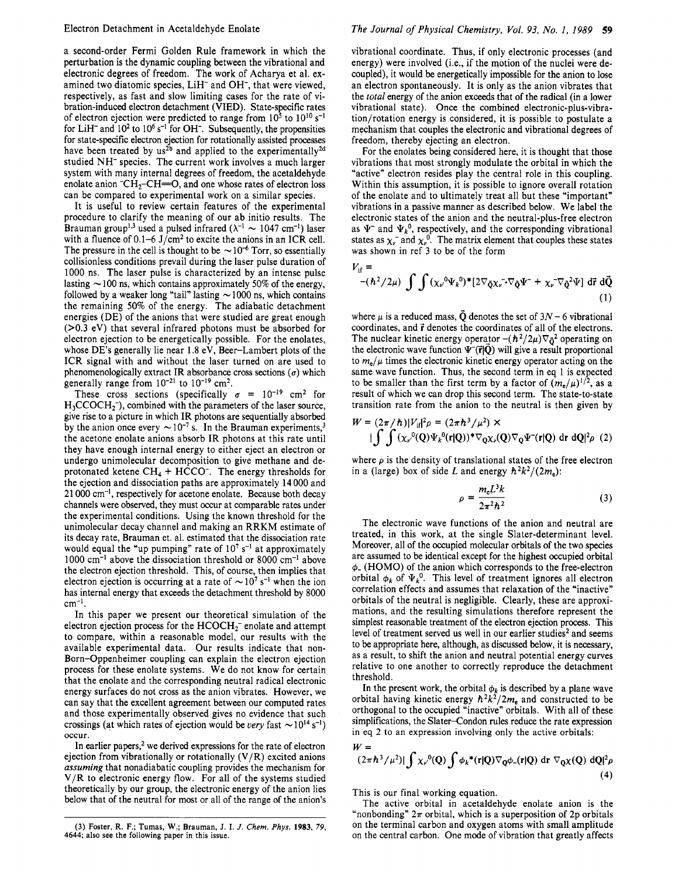a second-order Fermi Golden Rule framework in which the perturbation is the dynamic coupling between the vibrational and electronic degrees of freedom. The work of Acharya et al. examined two diatomic species, $LiH^-$ and $OH^-$, that were viewed, respectively, as fast and slow limiting cases for the rate of vibration-induced electron detachment (VIED). State-specific rates of electron ejection were predicted to range from $10^5$ to $10^{10}$ s$^{-1}$ for $LiH^-$ and $10^2$ to $10^6$ s$^{-1}$ for $OH^-$. Subsequently, the propensities for state-specific electron ejection for rotationally assisted processes have been treated by us[2b] and applied to the experimentally[2d] studied $NH^-$ species. The current work involves a much larger system with many internal degrees of freedom, the acetaldehyde enolate anion $^-CH_2$–CH=O, and one whose rates of electron loss can be compared to experimental work on a similar species.

It is useful to review certain features of the experimental procedure to clarify the meaning of our ab initio results. The Brauman group[1,3] used a pulsed infrared ($\lambda^{-1} \sim 1047$ cm$^{-1}$) laser with a fluence of 0.1–6 J/cm$^2$ to excite the anions in an ICR cell. The pressure in the cell is thought to be $\sim 10^{-6}$ Torr, so essentially collisionless conditions prevail during the laser pulse duration of 1000 ns. The laser pulse is characterized by an intense pulse lasting $\sim$100 ns, which contains approximately 50% of the energy, followed by a weaker long "tail" lasting $\sim$1000 ns, which contains the remaining 50% of the energy. The adiabatic detachment energies (DE) of the anions that were studied are great enough (>0.3 eV) that several infrared photons must be absorbed for electron ejection to be energetically possible. For the enolates, whose DE's generally lie near 1.8 eV, Beer–Lambert plots of the ICR signal with and without the laser turned on are used to phenomenologically extract IR absorbance cross sections ($\sigma$) which generally range from $10^{-21}$ to $10^{-19}$ cm$^2$.

These cross sections (specifically $\sigma = 10^{-19}$ cm$^2$ for $H_3CCOCH_2^-$), combined with the parameters of the laser source, give rise to a picture in which IR photons are sequentially absorbed by the anion once every $\sim 10^{-7}$ s. In the Brauman experiments,[3] the acetone enolate anions absorb IR photons at this rate until they have enough internal energy to either eject an electron or undergo unimolecular decomposition to give methane and deprotonated ketene $CH_4$ + $HCCO^-$. The energy thresholds for the ejection and dissociation paths are approximately 14 000 and 21 000 cm$^{-1}$, respectively for acetone enolate. Because both decay channels were observed, they must occur at comparable rates under the experimental conditions. Using the known threshold for the unimolecular decay channel and making an RRKM estimate of its decay rate, Brauman et. al. estimated that the dissociation rate would equal the "up pumping" rate of $10^7$ s$^{-1}$ at approximately 1000 cm$^{-1}$ above the dissociation threshold or 8000 cm$^{-1}$ above the electron ejection threshold. This, of course, then implies that electron ejection is occurring at a rate of $\sim 10^7$ s$^{-1}$ when the ion has internal energy that exceeds the detachment threshold by 8000 cm$^{-1}$.

In this paper we present our theoretical simulation of the electron ejection process for the $HCOCH_2^-$ enolate and attempt to compare, within a reasonable model, our results with the available experimental data. Our results indicate that non-Born–Oppenheimer coupling can explain the electron ejection process for these enolate systems. We do not know for certain that the enolate and the corresponding neutral radical electronic energy surfaces do not cross as the anion vibrates. However, we can say that the excellent agreement between our computed rates and those experimentally observed gives no evidence that such crossings (at which rates of ejection would be *very* fast $\sim 10^{14}$ s$^{-1}$) occur.

In earlier papers,[2] we derived expressions for the rate of electron ejection from vibrationally or rotationally (V/R) excited anions *assuming* that nonadiabatic coupling provides the mechanism for V/R to electronic energy flow. For all of the systems studied theoretically by our group, the electronic energy of the anion lies below that of the neutral for most or all of the range of the anion's vibrational coordinate. Thus, if only electronic processes (and energy) were involved (i.e., if the motion of the nuclei were decoupled), it would be energetically impossible for the anion to lose an electron spontaneously. It is only as the anion vibrates that the *total* energy of the anion exceeds that of the radical (in a lower vibrational state). Once the combined electronic-plus-vibration/rotation energy is considered, it is possible to postulate a mechanism that couples the electronic and vibrational degrees of freedom, thereby ejecting an electron.

For the enolates being considered here, it is thought that those vibrations that most strongly modulate the orbital in which the "active" electron resides play the central role in this coupling. Within this assumption, it is possible to ignore overall rotation of the enolate and to ultimately treat all but these "important" vibrations in a passive manner as described below. We label the electronic states of the anion and the neutral-plus-free electron as $\Psi^-$ and $\Psi_k^0$, respectively, and the corresponding vibrational states as $\chi_\nu^-$ and $\chi_{\nu'}^0$. The matrix element that couples these states was shown in ref 3 to be of the form

$$V_{\rm if} = -(\hbar^2/2\mu) \int\int (\chi_{\nu'}^0\Psi_k^0)^* [2\nabla_{\vec{Q}}\chi_\nu^- \cdot \nabla_{\vec{Q}}\Psi^- + \chi_\nu^- \nabla_{\vec{Q}}^2 \Psi]\, d\vec{r}\, d\vec{Q} \tag{1}$$

where $\mu$ is a reduced mass, $\vec{Q}$ denotes the set of $3N - 6$ vibrational coordinates, and $\vec{r}$ denotes the coordinates of all of the electrons. The nuclear kinetic energy operator $-(\hbar^2/2\mu)\nabla_{\vec{Q}}^2$ operating on the electronic wave function $\Psi^-(\vec{r}|\vec{Q})$ will give a result proportional to $m_e/\mu$ times the electronic kinetic energy operator acting on the same wave function. Thus, the second term in eq 1 is expected to be smaller than the first term by a factor of $(m_e/\mu)^{1/2}$, as a result of which we can drop this second term. The state-to-state transition rate from the anion to the neutral is then given by

$$W = (2\pi/\hbar)|V_{\rm if}|^2\rho = (2\pi\hbar^3/\mu^2) \times \left|\int\int (\chi_{\nu'}^0(Q)\Psi_k^0(r|Q))^* \nabla_Q \chi_\nu(Q) \nabla_Q \Psi^-(r|Q)\, dr\, dQ\right|^2 \rho \tag{2}$$

where $\rho$ is the density of translational states of the free electron in a (large) box of side $L$ and energy $\hbar^2k^2/(2m_e)$:

$$\rho = \frac{m_e L^3 k}{2\pi^2\hbar^2} \tag{3}$$

The electronic wave functions of the anion and neutral are treated, in this work, at the single Slater-determinant level. Moreover, all of the occupied molecular orbitals of the two species are assumed to be identical except for the highest occupied orbital $\phi_-$ (HOMO) of the anion which corresponds to the free-electron orbital $\phi_k$ of $\Psi_k^0$. This level of treatment ignores all electron correlation effects and assumes that relaxation of the "inactive" orbitals of the neutral is negligible. Clearly, these are approximations, and the resulting simulations therefore represent the simplest reasonable treatment of the electron ejection process. This level of treatment served us well in our earlier studies[2] and seems to be appropriate here, although, as discussed below, it is necessary, as a result, to shift the anion and neutral potential energy curves relative to one another to correctly reproduce the detachment threshold.

In the present work, the orbital $\phi_k$ is described by a plane wave orbital having kinetic energy $\hbar^2k^2/2m_e$ and constructed to be orthogonal to the occupied "inactive" orbitals. With all of these simplifications, the Slater–Condon rules reduce the rate expression in eq 2 to an expression involving only the active orbitals:

$$W = (2\pi\hbar^3/\mu^2)\left|\int \chi_{\nu'}^0(Q) \int \phi_k^*(r|Q)\nabla_Q\phi_-(r|Q)\, dr\, \nabla_Q\chi(Q)\, dQ\right|^2\rho \tag{4}$$

This is our final working equation.

The active orbital in acetaldehyde enolate anion is the "nonbonding" $2\pi$ orbital, which is a superposition of 2p orbitals on the terminal carbon and oxygen atoms with small amplitude on the central carbon. One mode of vibration that greatly affects

(3) Foster, R. F.; Tumas, W.; Brauman, J. I. *J. Chem. Phys.* **1983**, *79*, 4644; also see the following paper in this issue.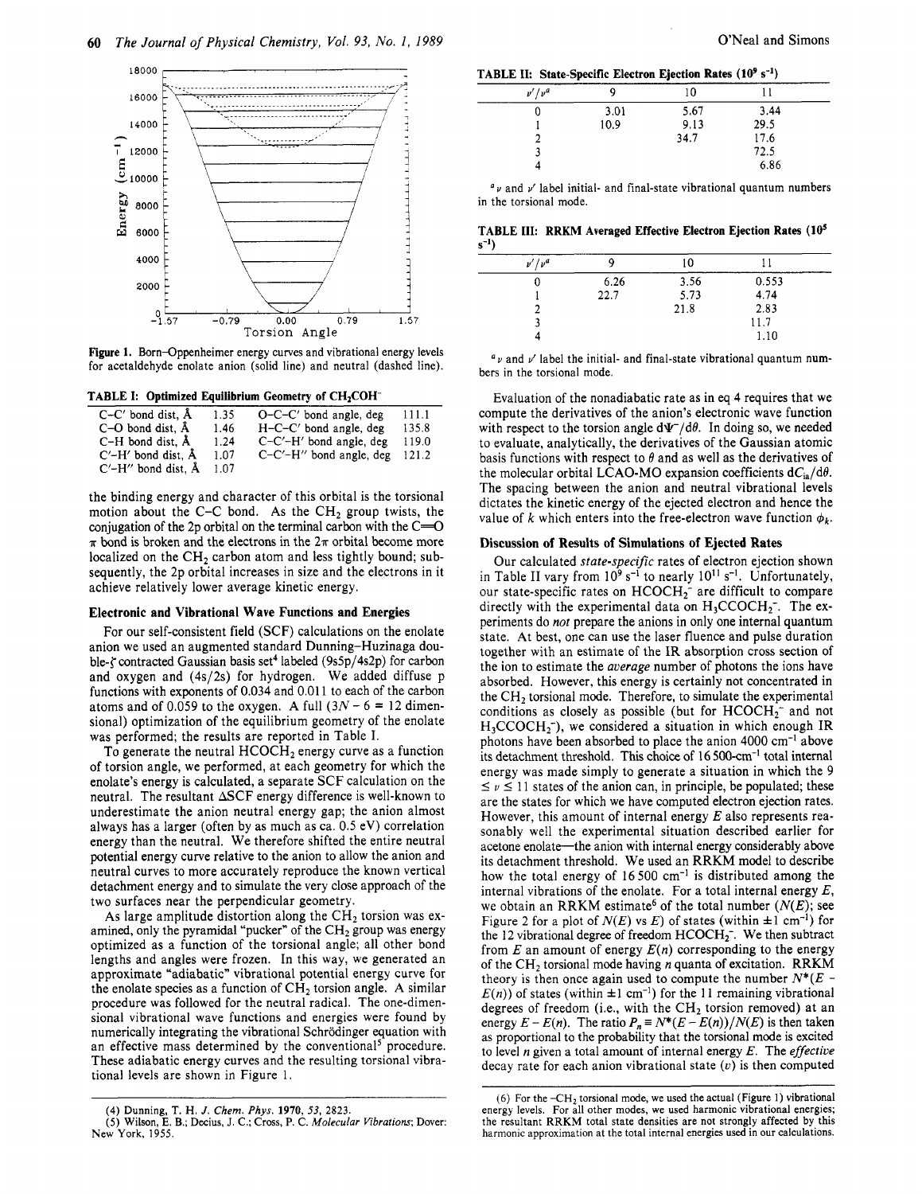Figure 1. Born–Oppenheimer energy curves and vibrational energy levels for acetaldehyde enolate anion (solid line) and neutral (dashed line).

**TABLE I: Optimized Equilibrium Geometry of $CH_2COH^-$**

| | | | |
|---|---|---|---|
| C–C′ bond dist, Å | 1.35 | O–C–C′ bond angle, deg | 111.1 |
| C–O bond dist, Å | 1.46 | H–C–C′ bond angle, deg | 135.8 |
| C–H bond dist, Å | 1.24 | C–C′–H′ bond angle, deg | 119.0 |
| C′–H′ bond dist, Å | 1.07 | C–C′–H″ bond angle, deg | 121.2 |
| C′–H″ bond dist, Å | 1.07 | | |

the binding energy and character of this orbital is the torsional motion about the C–C bond. As the $CH_2$ group twists, the conjugation of the 2p orbital on the terminal carbon with the C=O π bond is broken and the electrons in the 2π orbital become more localized on the $CH_2$ carbon atom and less tightly bound; subsequently, the 2p orbital increases in size and the electrons in it achieve relatively lower average kinetic energy.

## Electronic and Vibrational Wave Functions and Energies

For our self-consistent field (SCF) calculations on the enolate anion we used an augmented standard Dunning–Huzinaga double-ζ contracted Gaussian basis set[4] labeled (9s5p/4s2p) for carbon and oxygen and (4s/2s) for hydrogen. We added diffuse p functions with exponents of 0.034 and 0.011 to each of the carbon atoms and of 0.059 to the oxygen. A full ($3N - 6 = 12$ dimensional) optimization of the equilibrium geometry of the enolate was performed; the results are reported in Table I.

To generate the neutral $HCOCH_2$ energy curve as a function of torsion angle, we performed, at each geometry for which the enolate's energy is calculated, a separate SCF calculation on the neutral. The resultant ΔSCF energy difference is well-known to underestimate the anion neutral energy gap; the anion almost always has a larger (often by as much as ca. 0.5 eV) correlation energy than the neutral. We therefore shifted the entire neutral potential energy curve relative to the anion to allow the anion and neutral curves to more accurately reproduce the known vertical detachment energy and to simulate the very close approach of the two surfaces near the perpendicular geometry.

As large amplitude distortion along the $CH_2$ torsion was examined, only the pyramidal "pucker" of the $CH_2$ group was energy optimized as a function of the torsional angle; all other bond lengths and angles were frozen. In this way, we generated an approximate "adiabatic" vibrational potential energy curve for the enolate species as a function of $CH_2$ torsion angle. A similar procedure was followed for the neutral radical. The one-dimensional vibrational wave functions and energies were found by numerically integrating the vibrational Schrödinger equation with an effective mass determined by the conventional[5] procedure. These adiabatic energy curves and the resulting torsional vibrational levels are shown in Figure 1.

(4) Dunning, T. H. *J. Chem. Phys.* **1970**, *53*, 2823.
(5) Wilson, E. B.; Decius, J. C.; Cross, P. C. *Molecular Vibrations*; Dover: New York, 1955.

**TABLE II: State-Specific Electron Ejection Rates ($10^9$ s$^{-1}$)**

| $v'/v$[a] | 9 | 10 | 11 |
|---|---|---|---|
| 0 | 3.01 | 5.67 | 3.44 |
| 1 | 10.9 | 9.13 | 29.5 |
| 2 | | 34.7 | 17.6 |
| 3 | | | 72.5 |
| 4 | | | 6.86 |

[a] $v$ and $v'$ label initial- and final-state vibrational quantum numbers in the torsional mode.

**TABLE III: RRKM Averaged Effective Electron Ejection Rates ($10^5$ s$^{-1}$)**

| $v'/v$[a] | 9 | 10 | 11 |
|---|---|---|---|
| 0 | 6.26 | 3.56 | 0.553 |
| 1 | 22.7 | 5.73 | 4.74 |
| 2 | | 21.8 | 2.83 |
| 3 | | | 11.7 |
| 4 | | | 1.10 |

[a] $v$ and $v'$ label the initial- and final-state vibrational quantum numbers in the torsional mode.

Evaluation of the nonadiabatic rate as in eq 4 requires that we compute the derivatives of the anion's electronic wave function with respect to the torsion angle $d\Psi^-/d\theta$. In doing so, we needed to evaluate, analytically, the derivatives of the Gaussian atomic basis functions with respect to θ and as well as the derivatives of the molecular orbital LCAO-MO expansion coefficients $dC_{ia}/d\theta$. The spacing between the anion and neutral vibrational levels dictates the kinetic energy of the ejected electron and hence the value of $k$ which enters into the free-electron wave function $\phi_k$.

## Discussion of Results of Simulations of Ejected Rates

Our calculated *state-specific* rates of electron ejection shown in Table II vary from $10^9$ s$^{-1}$ to nearly $10^{11}$ s$^{-1}$. Unfortunately, our state-specific rates on $HCOCH_2^-$ are difficult to compare directly with the experimental data on $H_3CCOCH_2^-$. The experiments do *not* prepare the anions in only one internal quantum state. At best, one can use the laser fluence and pulse duration together with an estimate of the IR absorption cross section of the ion to estimate the *average* number of photons the ions have absorbed. However, this energy is certainly not concentrated in the $CH_2$ torsional mode. Therefore, to simulate the experimental conditions as closely as possible (but for $HCOCH_2^-$ and not $H_3CCOCH_2^-$), we considered a situation in which enough IR photons have been absorbed to place the anion 4000 cm$^{-1}$ above its detachment threshold. This choice of 16 500-cm$^{-1}$ total internal energy was made simply to generate a situation in which the $9 \le v \le 11$ states of the anion can, in principle, be populated; these are the states for which we have computed electron ejection rates. However, this amount of internal energy $E$ also represents reasonably well the experimental situation described earlier for acetone enolate—the anion with internal energy considerably above its detachment threshold. We used an RRKM model to describe how the total energy of 16 500 cm$^{-1}$ is distributed among the internal vibrations of the enolate. For a total internal energy $E$, we obtain an RRKM estimate[6] of the total number ($N(E)$; see Figure 2 for a plot of $N(E)$ vs $E$) of states (within ±1 cm$^{-1}$) for the 12 vibrational degree of freedom $HCOCH_2^-$. We then subtract from $E$ an amount of energy $E(n)$ corresponding to the energy of the $CH_2$ torsional mode having $n$ quanta of excitation. RRKM theory is then once again used to compute the number $N^*(E - E(n))$ of states (within ±1 cm$^{-1}$) for the 11 remaining vibrational degrees of freedom (i.e., with the $CH_2$ torsion removed) at an energy $E - E(n)$. The ratio $P_n \equiv N^*(E - E(n))/N(E)$ is then taken as proportional to the probability that the torsional mode is excited to level $n$ given a total amount of internal energy $E$. The *effective* decay rate for each anion vibrational state ($v$) is then computed

(6) For the $-CH_2$ torsional mode, we used the actual (Figure 1) vibrational energy levels. For all other modes, we used harmonic vibrational energies; the resultant RRKM total state densities are not strongly affected by this harmonic approximation at the total internal energies used in our calculations.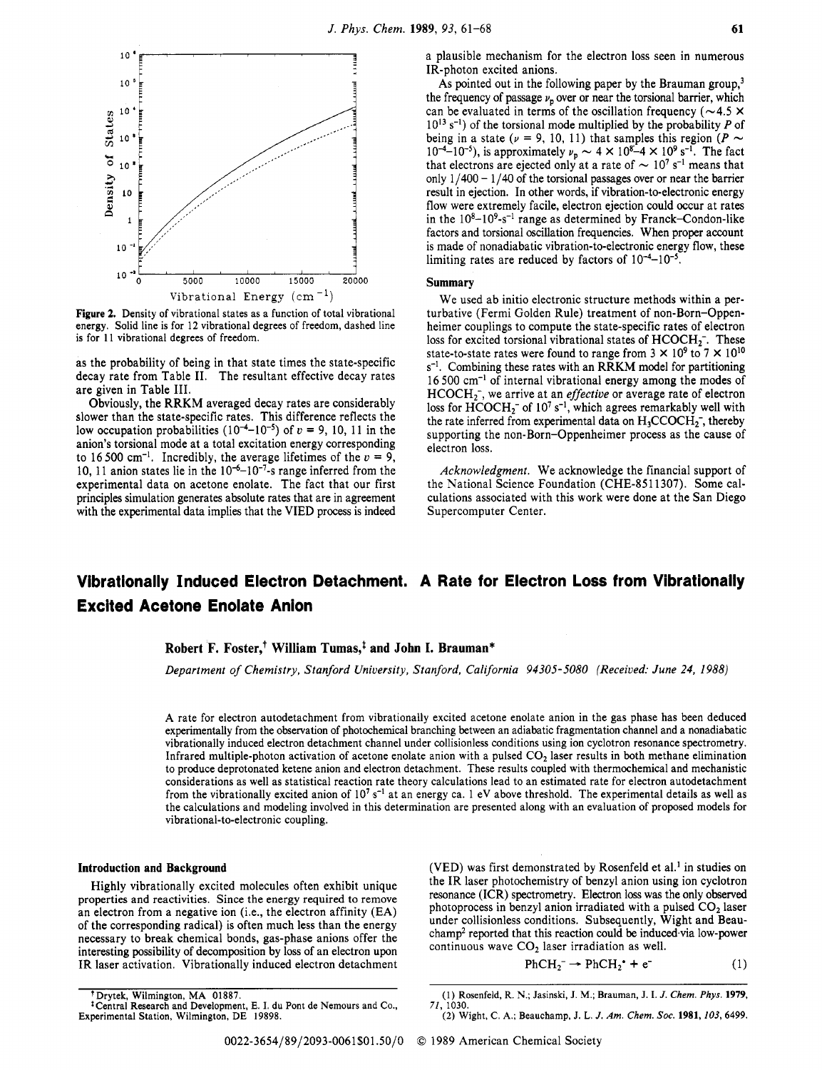Density of States

Vibrational Energy ($cm^{-1}$)

$10^6$

$10^5$

$10^4$

$10^3$

$10^2$

10

1

$10^{-1}$

$10^{-2}$

0 5000 10000 15000 20000

**Figure 2.** Density of vibrational states as a function of total vibrational energy. Solid line is for 12 vibrational degrees of freedom, dashed line is for 11 vibrational degrees of freedom.

as the probability of being in that state times the state-specific decay rate from Table II. The resultant effective decay rates are given in Table III.

Obviously, the RRKM averaged decay rates are considerably slower than the state-specific rates. This difference reflects the low occupation probabilities ($10^{-4}$–$10^{-5}$) of $v$ = 9, 10, 11 in the anion's torsional mode at a total excitation energy corresponding to 16 500 $cm^{-1}$. Incredibly, the average lifetimes of the $v$ = 9, 10, 11 anion states lie in the $10^{-6}$–$10^{-7}$-s range inferred from the experimental data on acetone enolate. The fact that our first principles simulation generates absolute rates that are in agreement with the experimental data implies that the VIED process is indeed a plausible mechanism for the electron loss seen in numerous IR-photon excited anions.

As pointed out in the following paper by the Brauman group,[3] the frequency of passage $\nu_p$ over or near the torsional barrier, which can be evaluated in terms of the oscillation frequency ($\sim 4.5 \times 10^{13}$ $s^{-1}$) of the torsional mode multiplied by the probability $P$ of being in a state ($\nu$ = 9, 10, 11) that samples this region ($P \sim 10^{-4}$–$10^{-5}$), is approximately $\nu_p \sim 4 \times 10^8$–$4 \times 10^9$ $s^{-1}$. The fact that electrons are ejected only at a rate of $\sim 10^7$ $s^{-1}$ means that only 1/400 – 1/40 of the torsional passages over or near the barrier result in ejection. In other words, if vibration-to-electronic energy flow were extremely facile, electron ejection could occur at rates in the $10^8$–$10^9$-$s^{-1}$ range as determined by Franck–Condon-like factors and torsional oscillation frequencies. When proper account is made of nonadiabatic vibration-to-electronic energy flow, these limiting rates are reduced by factors of $10^{-4}$–$10^{-5}$.

## Summary

We used ab initio electronic structure methods within a perturbative (Fermi Golden Rule) treatment of non-Born–Oppenheimer couplings to compute the state-specific rates of electron loss for excited torsional vibrational states of $HCOCH_2^-$. These state-to-state rates were found to range from $3 \times 10^9$ to $7 \times 10^{10}$ $s^{-1}$. Combining these rates with an RRKM model for partitioning 16 500 $cm^{-1}$ of internal vibrational energy among the modes of $HCOCH_2^-$, we arrive at an *effective* or average rate of electron loss for $HCOCH_2^-$ of $10^7$ $s^{-1}$, which agrees remarkably well with the rate inferred from experimental data on $H_3CCOCH_2^-$, thereby supporting the non-Born–Oppenheimer process as the cause of electron loss.

*Acknowledgment.* We acknowledge the financial support of the National Science Foundation (CHE-8511307). Some calculations associated with this work were done at the San Diego Supercomputer Center.

# Vibrationally Induced Electron Detachment. A Rate for Electron Loss from Vibrationally Excited Acetone Enolate Anion

**Robert F. Foster,[†] William Tumas,[‡] and John I. Brauman***

*Department of Chemistry, Stanford University, Stanford, California 94305-5080 (Received: June 24, 1988)*

A rate for electron autodetachment from vibrationally excited acetone enolate anion in the gas phase has been deduced experimentally from the observation of photochemical branching between an adiabatic fragmentation channel and a nonadiabatic vibrationally induced electron detachment channel under collisionless conditions using ion cyclotron resonance spectrometry. Infrared multiple-photon activation of acetone enolate anion with a pulsed $CO_2$ laser results in both methane elimination to produce deprotonated ketene anion and electron detachment. These results coupled with thermochemical and mechanistic considerations as well as statistical reaction rate theory calculations lead to an estimated rate for electron autodetachment from the vibrationally excited anion of $10^7$ $s^{-1}$ at an energy ca. 1 eV above threshold. The experimental details as well as the calculations and modeling involved in this determination are presented along with an evaluation of proposed models for vibrational-to-electronic coupling.

## Introduction and Background

Highly vibrationally excited molecules often exhibit unique properties and reactivities. Since the energy required to remove an electron from a negative ion (i.e., the electron affinity (EA) of the corresponding radical) is often much less than the energy necessary to break chemical bonds, gas-phase anions offer the interesting possibility of decomposition by loss of an electron upon IR laser activation. Vibrationally induced electron detachment (VED) was first demonstrated by Rosenfeld et al.[1] in studies on the IR laser photochemistry of benzyl anion using ion cyclotron resonance (ICR) spectrometry. Electron loss was the only observed photoprocess in benzyl anion irradiated with a pulsed $CO_2$ laser under collisionless conditions. Subsequently, Wight and Beauchamp[2] reported that this reaction could be induced via low-power continuous wave $CO_2$ laser irradiation as well.

$$PhCH_2^- \rightarrow PhCH_2^{\bullet} + e^- \quad (1)$$

[†] Drytek, Wilmington, MA 01887.
[‡] Central Research and Development, E. I. du Pont de Nemours and Co., Experimental Station, Wilmington, DE 19898.

(1) Rosenfeld, R. N.; Jasinski, J. M.; Brauman, J. I. *J. Chem. Phys.* **1979**, *71*, 1030.
(2) Wight, C. A.; Beauchamp, J. L. *J. Am. Chem. Soc.* **1981**, *103*, 6499.

0022-3654/89/2093-0061$01.50/0 © 1989 American Chemical Society